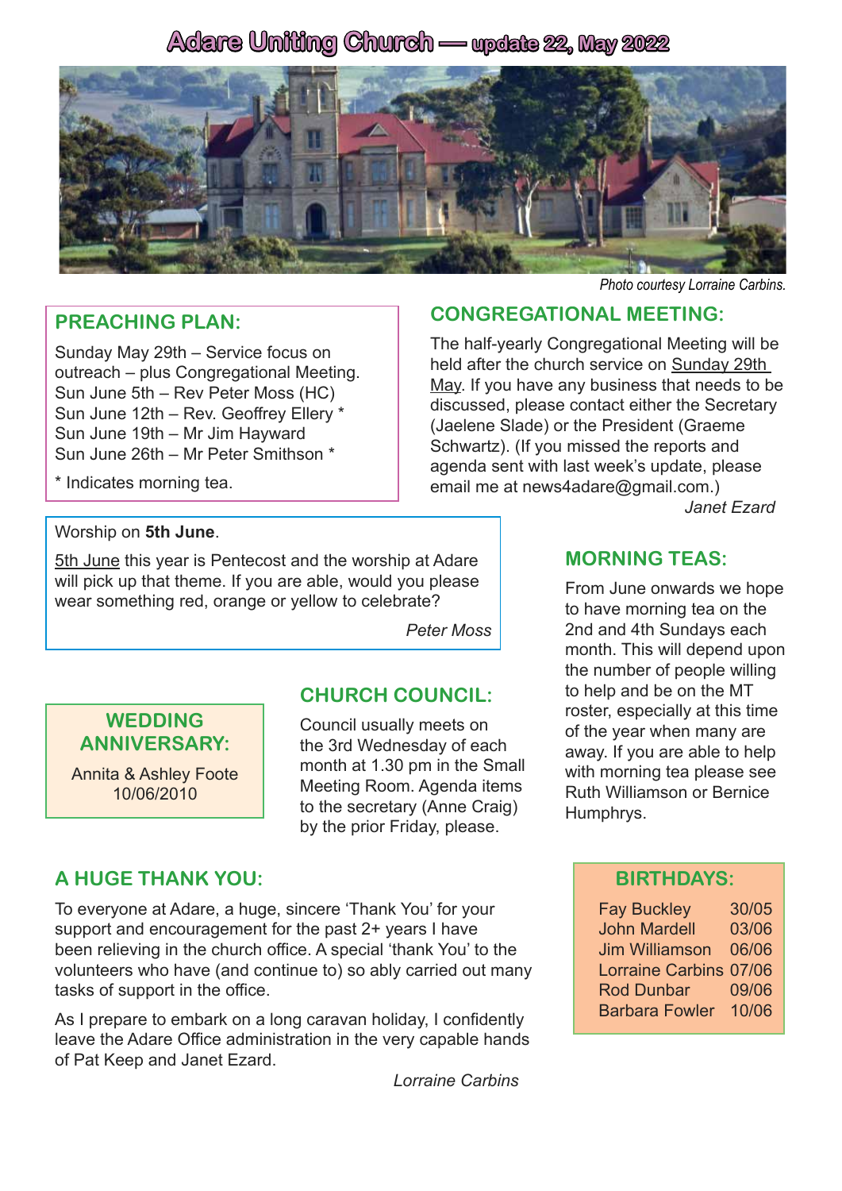# Adare Uniting Church — update 22, May 2022

*Photo courtesy Lorraine Carbins.*

## PREACHING PLAN:

Sunday May 29th – Service focus on outreach – plus Congregational Meeting.
Sun June 5th – Rev Peter Moss (HC)
Sun June 12th – Rev. Geoffrey Ellery *
Sun June 19th – Mr Jim Hayward
Sun June 26th – Mr Peter Smithson *

* Indicates morning tea.

## CONGREGATIONAL MEETING:

The half-yearly Congregational Meeting will be held after the church service on Sunday 29th May. If you have any business that needs to be discussed, please contact either the Secretary (Jaelene Slade) or the President (Graeme Schwartz). (If you missed the reports and agenda sent with last week's update, please email me at news4adare@gmail.com.)

*Janet Ezard*

Worship on **5th June**.

5th June this year is Pentecost and the worship at Adare will pick up that theme. If you are able, would you please wear something red, orange or yellow to celebrate?

*Peter Moss*

## MORNING TEAS:

From June onwards we hope to have morning tea on the 2nd and 4th Sundays each month. This will depend upon the number of people willing to help and be on the MT roster, especially at this time of the year when many are away. If you are able to help with morning tea please see Ruth Williamson or Bernice Humphrys.

## WEDDING ANNIVERSARY:

Annita & Ashley Foote
10/06/2010

## CHURCH COUNCIL:

Council usually meets on the 3rd Wednesday of each month at 1.30 pm in the Small Meeting Room. Agenda items to the secretary (Anne Craig) by the prior Friday, please.

## A HUGE THANK YOU:

To everyone at Adare, a huge, sincere 'Thank You' for your support and encouragement for the past 2+ years I have been relieving in the church office. A special 'thank You' to the volunteers who have (and continue to) so ably carried out many tasks of support in the office.

As I prepare to embark on a long caravan holiday, I confidently leave the Adare Office administration in the very capable hands of Pat Keep and Janet Ezard.

*Lorraine Carbins*

## BIRTHDAYS:

| Name | Date |
|---|---|
| Fay Buckley | 30/05 |
| John Mardell | 03/06 |
| Jim Williamson | 06/06 |
| Lorraine Carbins | 07/06 |
| Rod Dunbar | 09/06 |
| Barbara Fowler | 10/06 |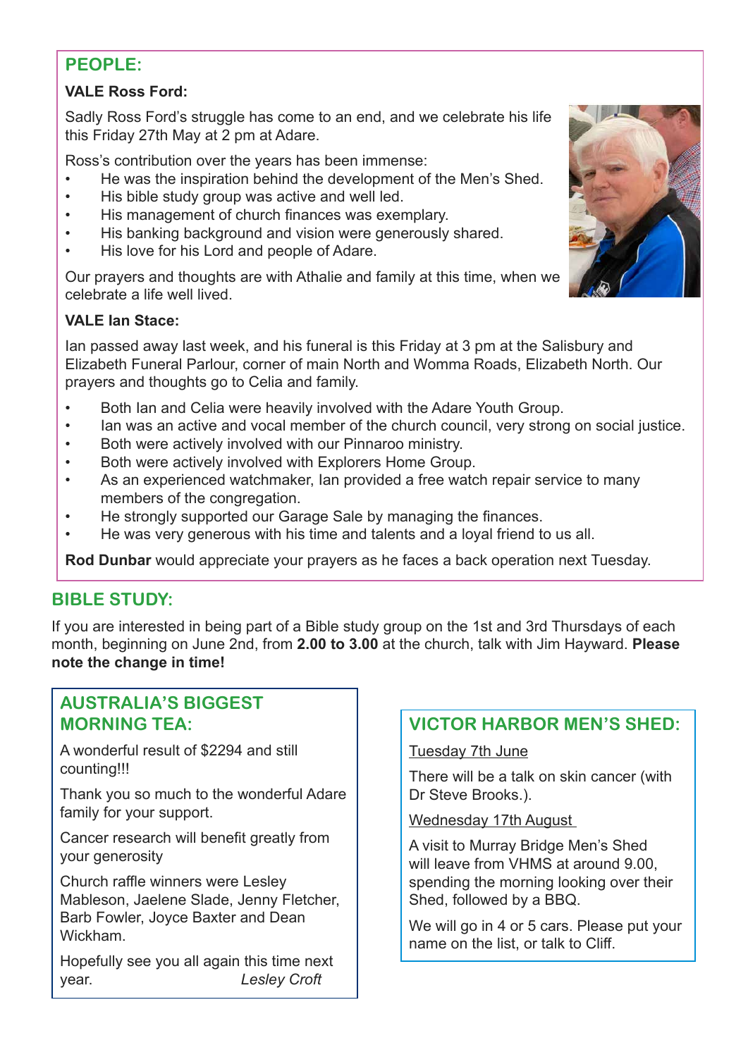## PEOPLE:

**VALE Ross Ford:**

Sadly Ross Ford's struggle has come to an end, and we celebrate his life this Friday 27th May at 2 pm at Adare.

Ross's contribution over the years has been immense:

- He was the inspiration behind the development of the Men's Shed.
- His bible study group was active and well led.
- His management of church finances was exemplary.
- His banking background and vision were generously shared.
- His love for his Lord and people of Adare.

Our prayers and thoughts are with Athalie and family at this time, when we celebrate a life well lived.

**VALE Ian Stace:**

Ian passed away last week, and his funeral is this Friday at 3 pm at the Salisbury and Elizabeth Funeral Parlour, corner of main North and Womma Roads, Elizabeth North. Our prayers and thoughts go to Celia and family.

- Both Ian and Celia were heavily involved with the Adare Youth Group.
- Ian was an active and vocal member of the church council, very strong on social justice.
- Both were actively involved with our Pinnaroo ministry.
- Both were actively involved with Explorers Home Group.
- As an experienced watchmaker, Ian provided a free watch repair service to many members of the congregation.
- He strongly supported our Garage Sale by managing the finances.
- He was very generous with his time and talents and a loyal friend to us all.

**Rod Dunbar** would appreciate your prayers as he faces a back operation next Tuesday.

## BIBLE STUDY:

If you are interested in being part of a Bible study group on the 1st and 3rd Thursdays of each month, beginning on June 2nd, from **2.00 to 3.00** at the church, talk with Jim Hayward. **Please note the change in time!**

## AUSTRALIA'S BIGGEST MORNING TEA:

A wonderful result of $2294 and still counting!!!

Thank you so much to the wonderful Adare family for your support.

Cancer research will benefit greatly from your generosity

Church raffle winners were Lesley Mableson, Jaelene Slade, Jenny Fletcher, Barb Fowler, Joyce Baxter and Dean Wickham.

Hopefully see you all again this time next year.

*Lesley Croft*

## VICTOR HARBOR MEN'S SHED:

Tuesday 7th June

There will be a talk on skin cancer (with Dr Steve Brooks.).

Wednesday 17th August

A visit to Murray Bridge Men's Shed will leave from VHMS at around 9.00, spending the morning looking over their Shed, followed by a BBQ.

We will go in 4 or 5 cars. Please put your name on the list, or talk to Cliff.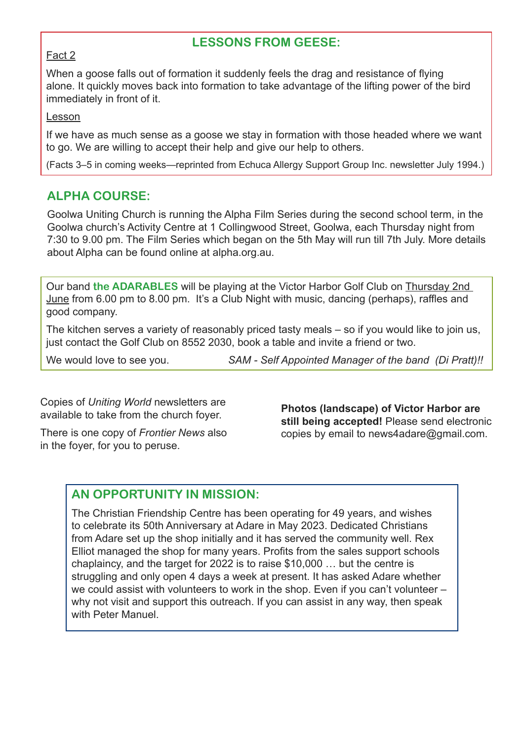## LESSONS FROM GEESE:

Fact 2

When a goose falls out of formation it suddenly feels the drag and resistance of flying alone. It quickly moves back into formation to take advantage of the lifting power of the bird immediately in front of it.

Lesson

If we have as much sense as a goose we stay in formation with those headed where we want to go. We are willing to accept their help and give our help to others.

(Facts 3–5 in coming weeks—reprinted from Echuca Allergy Support Group Inc. newsletter July 1994.)

## ALPHA COURSE:

Goolwa Uniting Church is running the Alpha Film Series during the second school term, in the Goolwa church's Activity Centre at 1 Collingwood Street, Goolwa, each Thursday night from 7:30 to 9.00 pm. The Film Series which began on the 5th May will run till 7th July. More details about Alpha can be found online at alpha.org.au.

Our band **the ADARABLES** will be playing at the Victor Harbor Golf Club on Thursday 2nd June from 6.00 pm to 8.00 pm. It's a Club Night with music, dancing (perhaps), raffles and good company.

The kitchen serves a variety of reasonably priced tasty meals – so if you would like to join us, just contact the Golf Club on 8552 2030, book a table and invite a friend or two.

We would love to see you. *SAM - Self Appointed Manager of the band (Di Pratt)!!*

Copies of *Uniting World* newsletters are available to take from the church foyer.

There is one copy of *Frontier News* also in the foyer, for you to peruse.

**Photos (landscape) of Victor Harbor are still being accepted!** Please send electronic copies by email to news4adare@gmail.com.

## AN OPPORTUNITY IN MISSION:

The Christian Friendship Centre has been operating for 49 years, and wishes to celebrate its 50th Anniversary at Adare in May 2023. Dedicated Christians from Adare set up the shop initially and it has served the community well. Rex Elliot managed the shop for many years. Profits from the sales support schools chaplaincy, and the target for 2022 is to raise $10,000 … but the centre is struggling and only open 4 days a week at present. It has asked Adare whether we could assist with volunteers to work in the shop. Even if you can't volunteer – why not visit and support this outreach. If you can assist in any way, then speak with Peter Manuel.